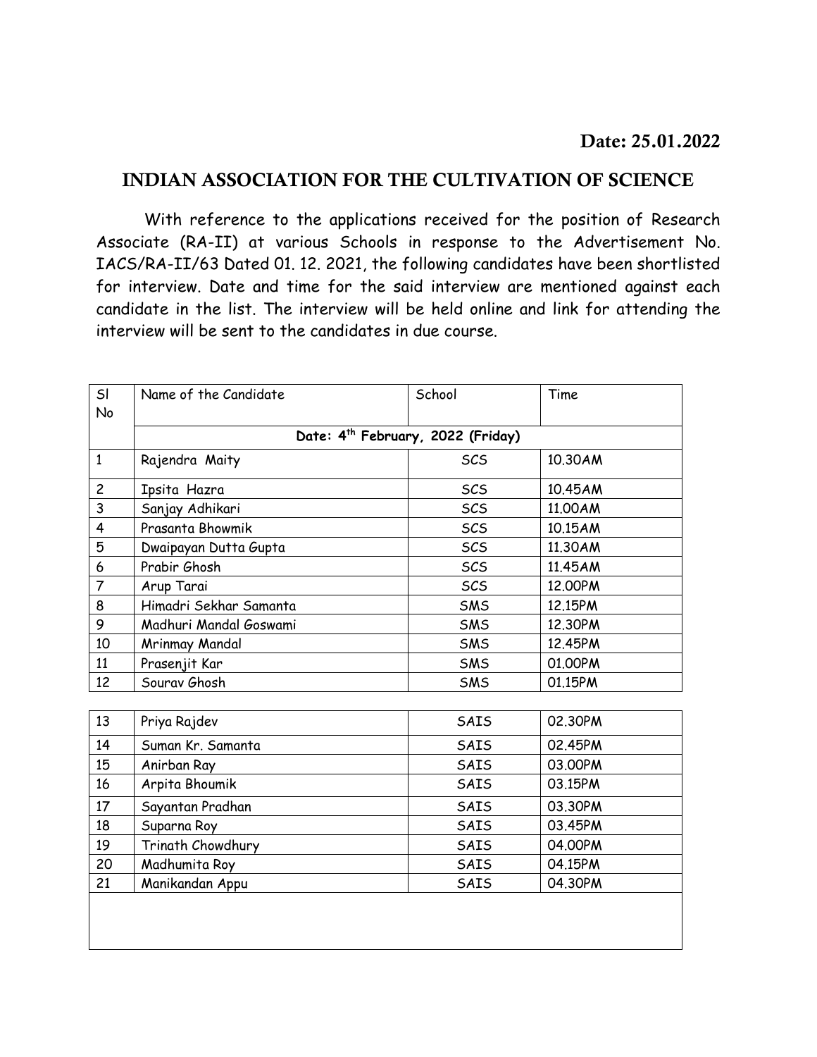Date: 25.01.2022

## INDIAN ASSOCIATION FOR THE CULTIVATION OF SCIENCE

With reference to the applications received for the position of Research Associate (RA-II) at various Schools in response to the Advertisement No. IACS/RA-II/63 Dated 01. 12. 2021, the following candidates have been shortlisted for interview. Date and time for the said interview are mentioned against each candidate in the list. The interview will be held online and link for attending the interview will be sent to the candidates in due course.

| Sl No | Name of the Candidate | School | Time |
|---|---|---|---|
| | **Date: 4th February, 2022 (Friday)** | | |
| 1 | Rajendra Maity | SCS | 10.30AM |
| 2 | Ipsita Hazra | SCS | 10.45AM |
| 3 | Sanjay Adhikari | SCS | 11.00AM |
| 4 | Prasanta Bhowmik | SCS | 10.15AM |
| 5 | Dwaipayan Dutta Gupta | SCS | 11.30AM |
| 6 | Prabir Ghosh | SCS | 11.45AM |
| 7 | Arup Tarai | SCS | 12.00PM |
| 8 | Himadri Sekhar Samanta | SMS | 12.15PM |
| 9 | Madhuri Mandal Goswami | SMS | 12.30PM |
| 10 | Mrinmay Mandal | SMS | 12.45PM |
| 11 | Prasenjit Kar | SMS | 01.00PM |
| 12 | Sourav Ghosh | SMS | 01.15PM |
| 13 | Priya Rajdev | SAIS | 02.30PM |
| 14 | Suman Kr. Samanta | SAIS | 02.45PM |
| 15 | Anirban Ray | SAIS | 03.00PM |
| 16 | Arpita Bhoumik | SAIS | 03.15PM |
| 17 | Sayantan Pradhan | SAIS | 03.30PM |
| 18 | Suparna Roy | SAIS | 03.45PM |
| 19 | Trinath Chowdhury | SAIS | 04.00PM |
| 20 | Madhumita Roy | SAIS | 04.15PM |
| 21 | Manikandan Appu | SAIS | 04.30PM |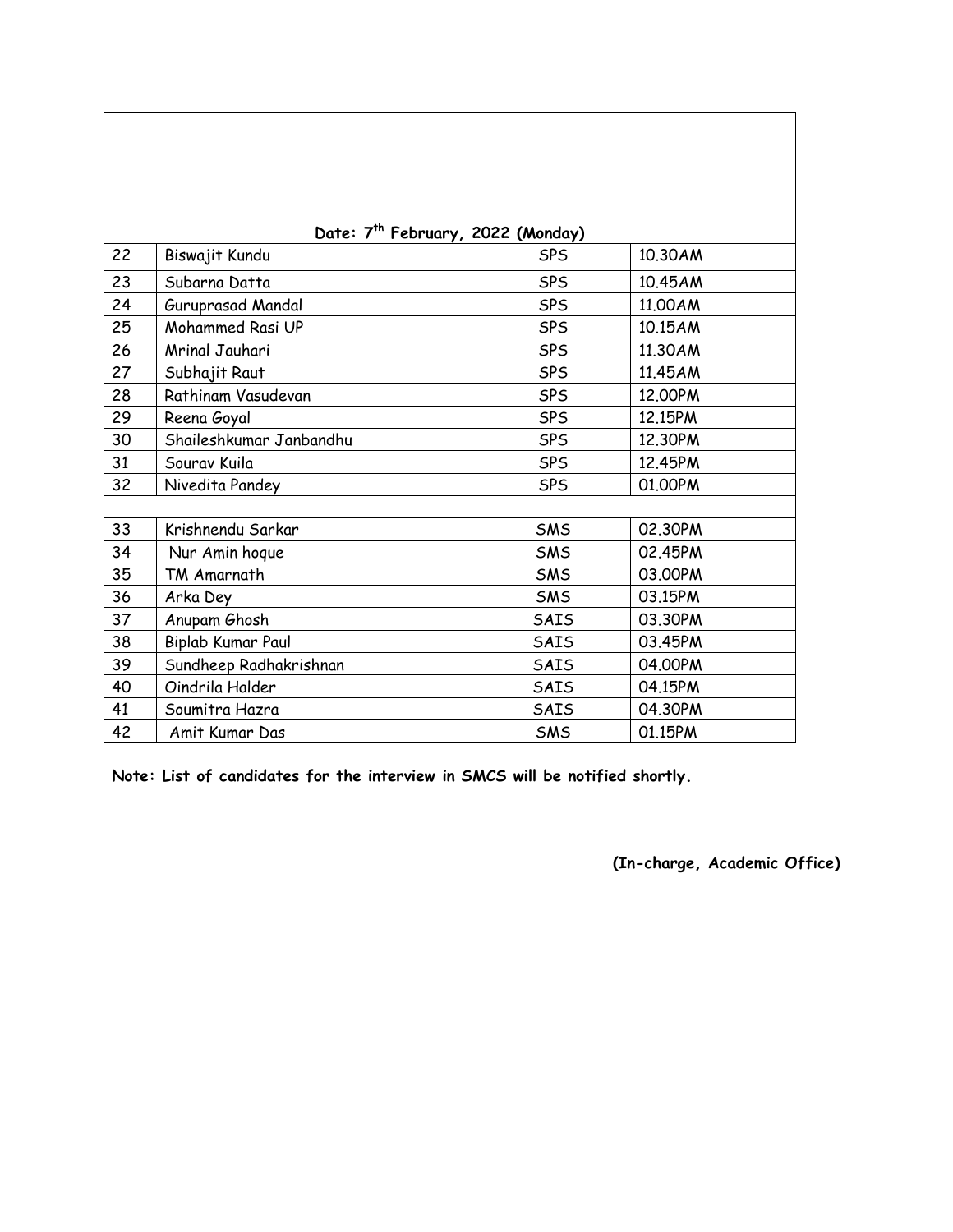**Date: 7th February, 2022 (Monday)**

| | | | |
|---|---|---|---|
| 22 | Biswajit Kundu | SPS | 10.30AM |
| 23 | Subarna Datta | SPS | 10.45AM |
| 24 | Guruprasad Mandal | SPS | 11.00AM |
| 25 | Mohammed Rasi UP | SPS | 10.15AM |
| 26 | Mrinal Jauhari | SPS | 11.30AM |
| 27 | Subhajit Raut | SPS | 11.45AM |
| 28 | Rathinam Vasudevan | SPS | 12.00PM |
| 29 | Reena Goyal | SPS | 12.15PM |
| 30 | Shaileshkumar Janbandhu | SPS | 12.30PM |
| 31 | Sourav Kuila | SPS | 12.45PM |
| 32 | Nivedita Pandey | SPS | 01.00PM |
| | | | |
| 33 | Krishnendu Sarkar | SMS | 02.30PM |
| 34 | Nur Amin hoque | SMS | 02.45PM |
| 35 | TM Amarnath | SMS | 03.00PM |
| 36 | Arka Dey | SMS | 03.15PM |
| 37 | Anupam Ghosh | SAIS | 03.30PM |
| 38 | Biplab Kumar Paul | SAIS | 03.45PM |
| 39 | Sundheep Radhakrishnan | SAIS | 04.00PM |
| 40 | Oindrila Halder | SAIS | 04.15PM |
| 41 | Soumitra Hazra | SAIS | 04.30PM |
| 42 | Amit Kumar Das | SMS | 01.15PM |

**Note: List of candidates for the interview in SMCS will be notified shortly.**

**(In-charge, Academic Office)**